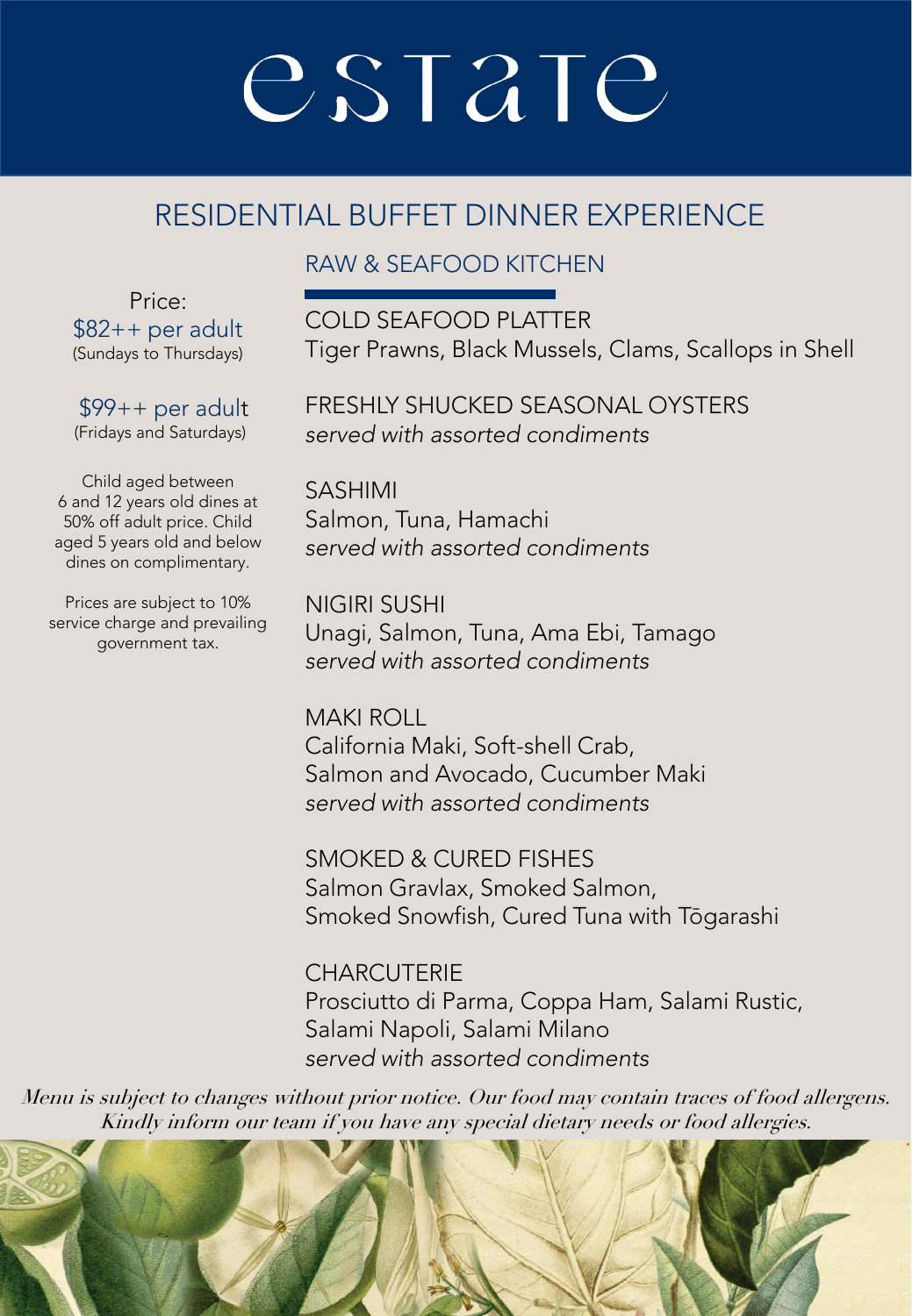# estate

## RESIDENTIAL BUFFET DINNER EXPERIENCE

Price:
$82++ per adult
(Sundays to Thursdays)

$99++ per adult
(Fridays and Saturdays)

Child aged between 6 and 12 years old dines at 50% off adult price. Child aged 5 years old and below dines on complimentary.

Prices are subject to 10% service charge and prevailing government tax.

### RAW & SEAFOOD KITCHEN

COLD SEAFOOD PLATTER
Tiger Prawns, Black Mussels, Clams, Scallops in Shell

FRESHLY SHUCKED SEASONAL OYSTERS
*served with assorted condiments*

SASHIMI
Salmon, Tuna, Hamachi
*served with assorted condiments*

NIGIRI SUSHI
Unagi, Salmon, Tuna, Ama Ebi, Tamago
*served with assorted condiments*

MAKI ROLL
California Maki, Soft-shell Crab,
Salmon and Avocado, Cucumber Maki
*served with assorted condiments*

SMOKED & CURED FISHES
Salmon Gravlax, Smoked Salmon,
Smoked Snowfish, Cured Tuna with Tōgarashi

CHARCUTERIE
Prosciutto di Parma, Coppa Ham, Salami Rustic,
Salami Napoli, Salami Milano
*served with assorted condiments*

*Menu is subject to changes without prior notice. Our food may contain traces of food allergens. Kindly inform our team if you have any special dietary needs or food allergies.*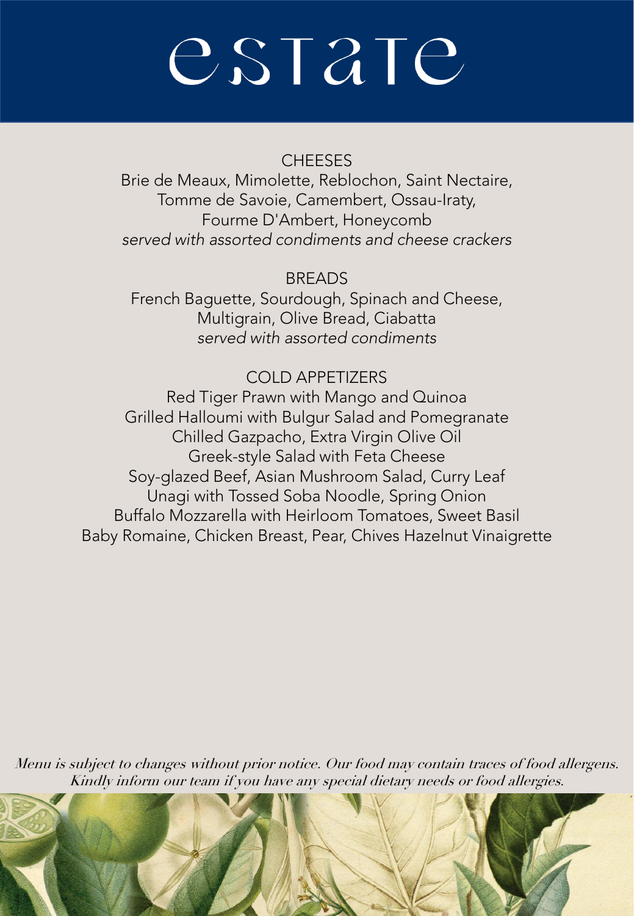# estate

## CHEESES

Brie de Meaux, Mimolette, Reblochon, Saint Nectaire,
Tomme de Savoie, Camembert, Ossau-Iraty,
Fourme D'Ambert, Honeycomb
*served with assorted condiments and cheese crackers*

## BREADS

French Baguette, Sourdough, Spinach and Cheese,
Multigrain, Olive Bread, Ciabatta
*served with assorted condiments*

## COLD APPETIZERS

Red Tiger Prawn with Mango and Quinoa
Grilled Halloumi with Bulgur Salad and Pomegranate
Chilled Gazpacho, Extra Virgin Olive Oil
Greek-style Salad with Feta Cheese
Soy-glazed Beef, Asian Mushroom Salad, Curry Leaf
Unagi with Tossed Soba Noodle, Spring Onion
Buffalo Mozzarella with Heirloom Tomatoes, Sweet Basil
Baby Romaine, Chicken Breast, Pear, Chives Hazelnut Vinaigrette

*Menu is subject to changes without prior notice. Our food may contain traces of food allergens. Kindly inform our team if you have any special dietary needs or food allergies.*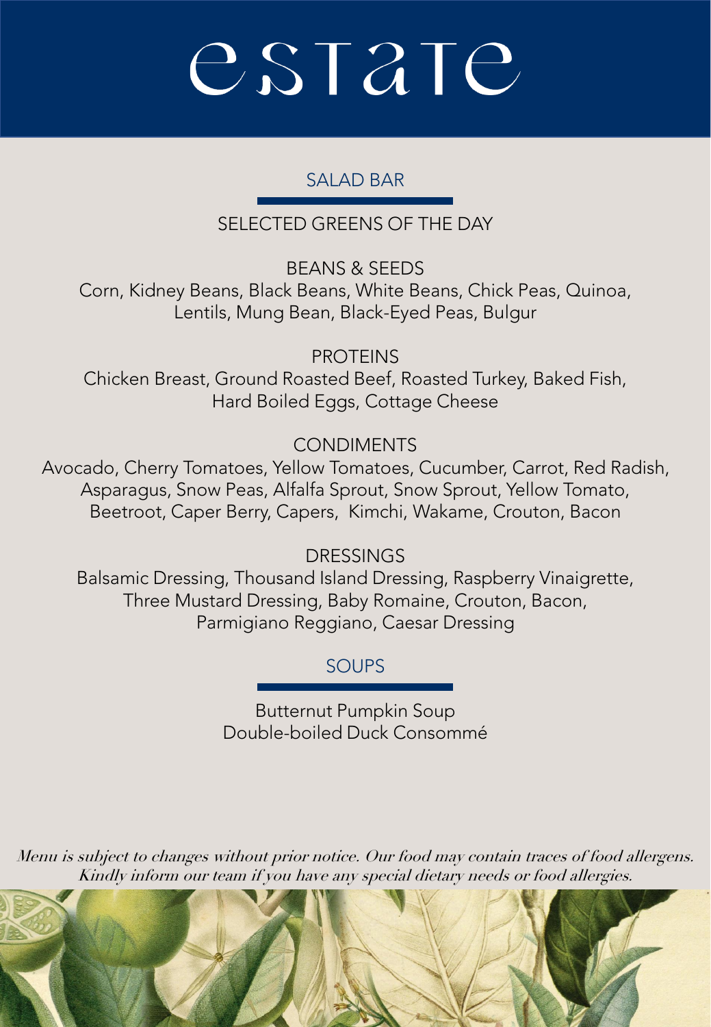# estate

## SALAD BAR

### SELECTED GREENS OF THE DAY

### BEANS & SEEDS

Corn, Kidney Beans, Black Beans, White Beans, Chick Peas, Quinoa, Lentils, Mung Bean, Black-Eyed Peas, Bulgur

### PROTEINS

Chicken Breast, Ground Roasted Beef, Roasted Turkey, Baked Fish, Hard Boiled Eggs, Cottage Cheese

### CONDIMENTS

Avocado, Cherry Tomatoes, Yellow Tomatoes, Cucumber, Carrot, Red Radish, Asparagus, Snow Peas, Alfalfa Sprout, Snow Sprout, Yellow Tomato, Beetroot, Caper Berry, Capers, Kimchi, Wakame, Crouton, Bacon

### DRESSINGS

Balsamic Dressing, Thousand Island Dressing, Raspberry Vinaigrette, Three Mustard Dressing, Baby Romaine, Crouton, Bacon, Parmigiano Reggiano, Caesar Dressing

## SOUPS

Butternut Pumpkin Soup
Double-boiled Duck Consommé

*Menu is subject to changes without prior notice. Our food may contain traces of food allergens. Kindly inform our team if you have any special dietary needs or food allergies.*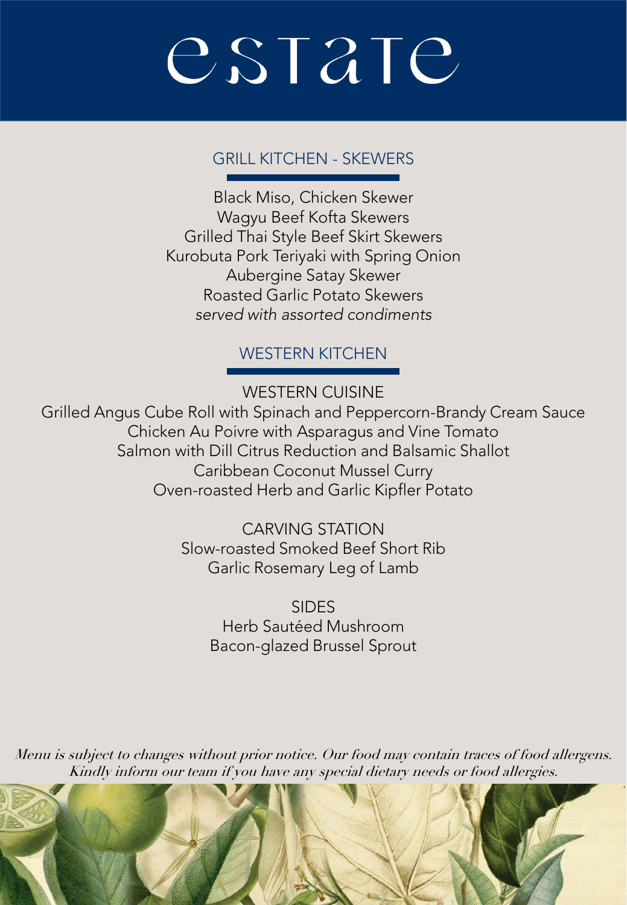# estate

## GRILL KITCHEN - SKEWERS

Black Miso, Chicken Skewer
Wagyu Beef Kofta Skewers
Grilled Thai Style Beef Skirt Skewers
Kurobuta Pork Teriyaki with Spring Onion
Aubergine Satay Skewer
Roasted Garlic Potato Skewers
*served with assorted condiments*

## WESTERN KITCHEN

### WESTERN CUISINE

Grilled Angus Cube Roll with Spinach and Peppercorn-Brandy Cream Sauce
Chicken Au Poivre with Asparagus and Vine Tomato
Salmon with Dill Citrus Reduction and Balsamic Shallot
Caribbean Coconut Mussel Curry
Oven-roasted Herb and Garlic Kipfler Potato

### CARVING STATION

Slow-roasted Smoked Beef Short Rib
Garlic Rosemary Leg of Lamb

### SIDES

Herb Sautéed Mushroom
Bacon-glazed Brussel Sprout

*Menu is subject to changes without prior notice. Our food may contain traces of food allergens. Kindly inform our team if you have any special dietary needs or food allergies.*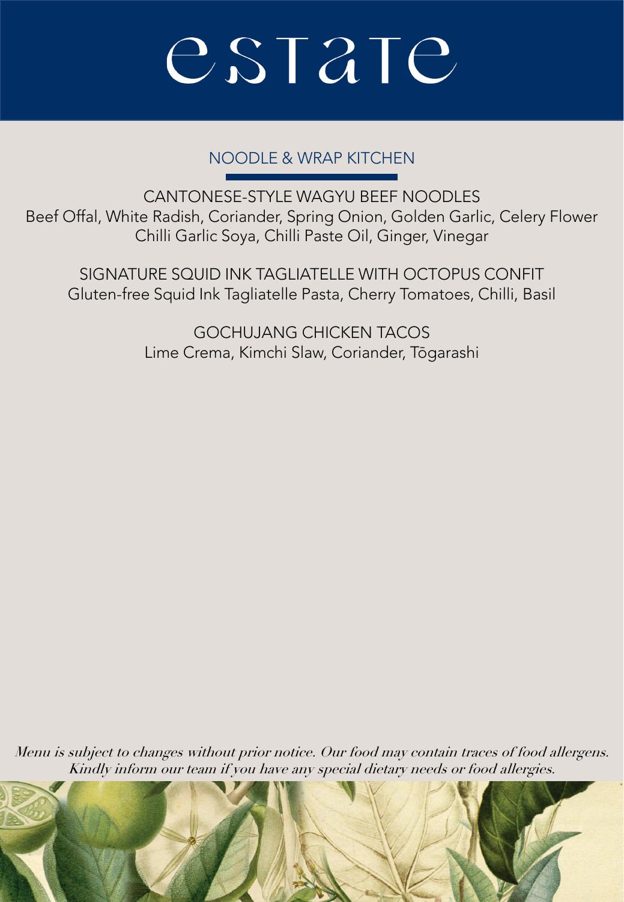# estate

## NOODLE & WRAP KITCHEN

CANTONESE-STYLE WAGYU BEEF NOODLES
Beef Offal, White Radish, Coriander, Spring Onion, Golden Garlic, Celery Flower
Chilli Garlic Soya, Chilli Paste Oil, Ginger, Vinegar

SIGNATURE SQUID INK TAGLIATELLE WITH OCTOPUS CONFIT
Gluten-free Squid Ink Tagliatelle Pasta, Cherry Tomatoes, Chilli, Basil

GOCHUJANG CHICKEN TACOS
Lime Crema, Kimchi Slaw, Coriander, Tōgarashi

*Menu is subject to changes without prior notice. Our food may contain traces of food allergens. Kindly inform our team if you have any special dietary needs or food allergies.*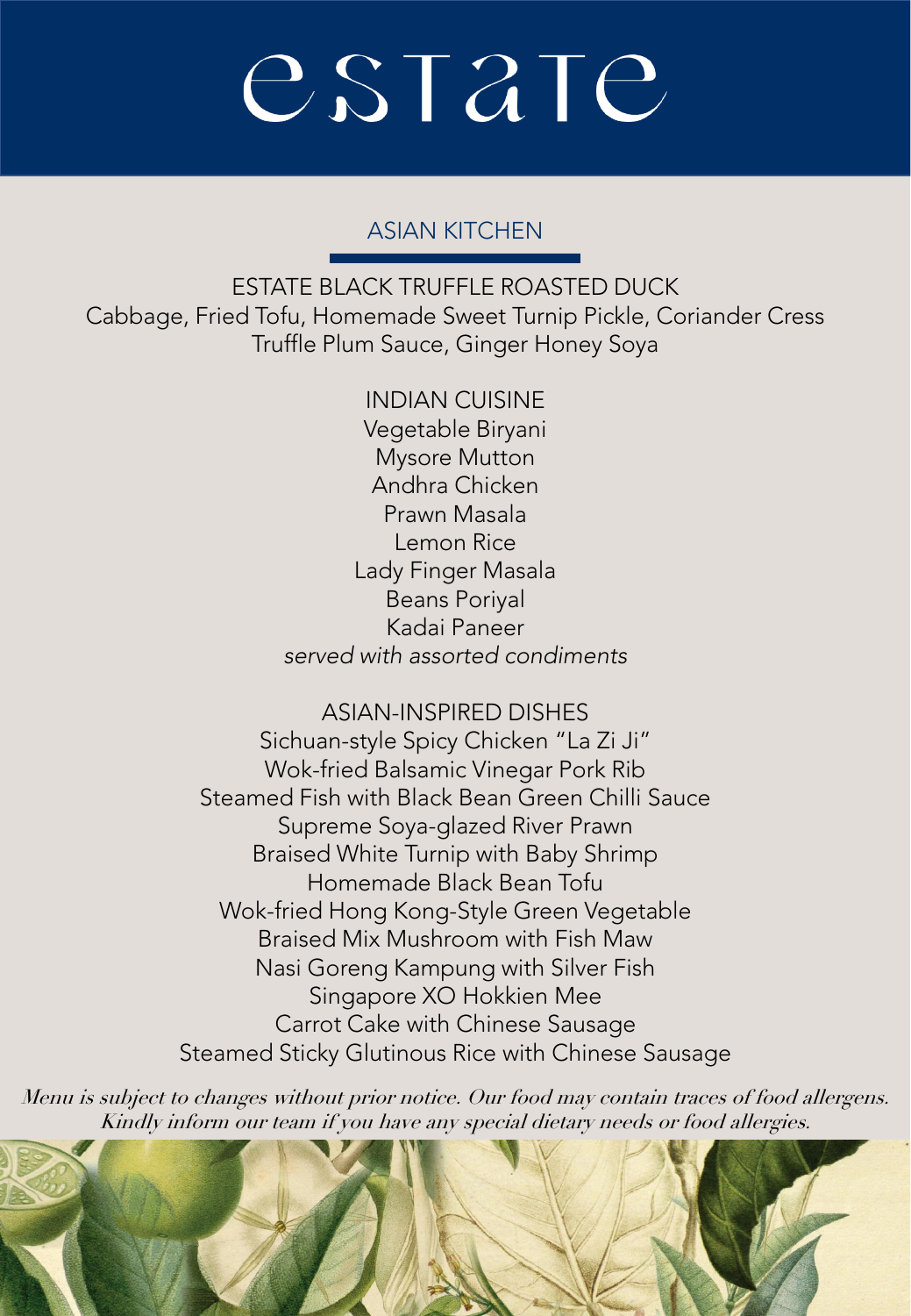# estate

## ASIAN KITCHEN

ESTATE BLACK TRUFFLE ROASTED DUCK
Cabbage, Fried Tofu, Homemade Sweet Turnip Pickle, Coriander Cress
Truffle Plum Sauce, Ginger Honey Soya

### INDIAN CUISINE

Vegetable Biryani
Mysore Mutton
Andhra Chicken
Prawn Masala
Lemon Rice
Lady Finger Masala
Beans Poriyal
Kadai Paneer
*served with assorted condiments*

### ASIAN-INSPIRED DISHES

Sichuan-style Spicy Chicken "La Zi Ji"
Wok-fried Balsamic Vinegar Pork Rib
Steamed Fish with Black Bean Green Chilli Sauce
Supreme Soya-glazed River Prawn
Braised White Turnip with Baby Shrimp
Homemade Black Bean Tofu
Wok-fried Hong Kong-Style Green Vegetable
Braised Mix Mushroom with Fish Maw
Nasi Goreng Kampung with Silver Fish
Singapore XO Hokkien Mee
Carrot Cake with Chinese Sausage
Steamed Sticky Glutinous Rice with Chinese Sausage

*Menu is subject to changes without prior notice. Our food may contain traces of food allergens. Kindly inform our team if you have any special dietary needs or food allergies.*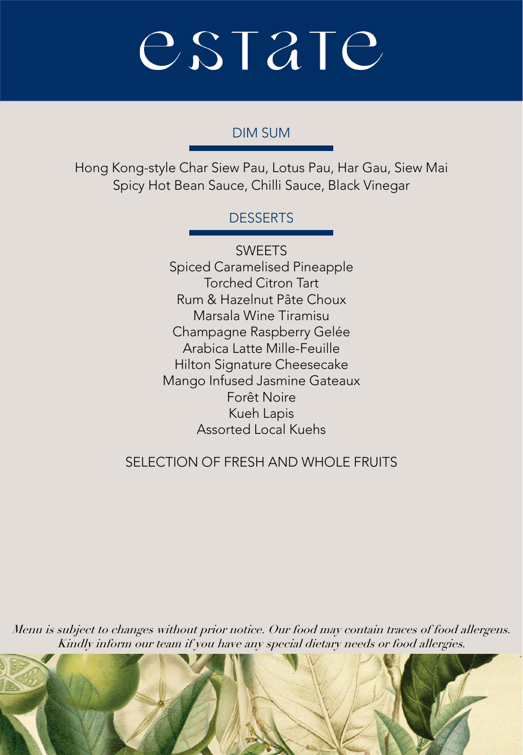# estate

## DIM SUM

Hong Kong-style Char Siew Pau, Lotus Pau, Har Gau, Siew Mai
Spicy Hot Bean Sauce, Chilli Sauce, Black Vinegar

## DESSERTS

SWEETS
Spiced Caramelised Pineapple
Torched Citron Tart
Rum & Hazelnut Pâte Choux
Marsala Wine Tiramisu
Champagne Raspberry Gelée
Arabica Latte Mille-Feuille
Hilton Signature Cheesecake
Mango Infused Jasmine Gateaux
Forêt Noire
Kueh Lapis
Assorted Local Kuehs

SELECTION OF FRESH AND WHOLE FRUITS

*Menu is subject to changes without prior notice. Our food may contain traces of food allergens. Kindly inform our team if you have any special dietary needs or food allergies.*